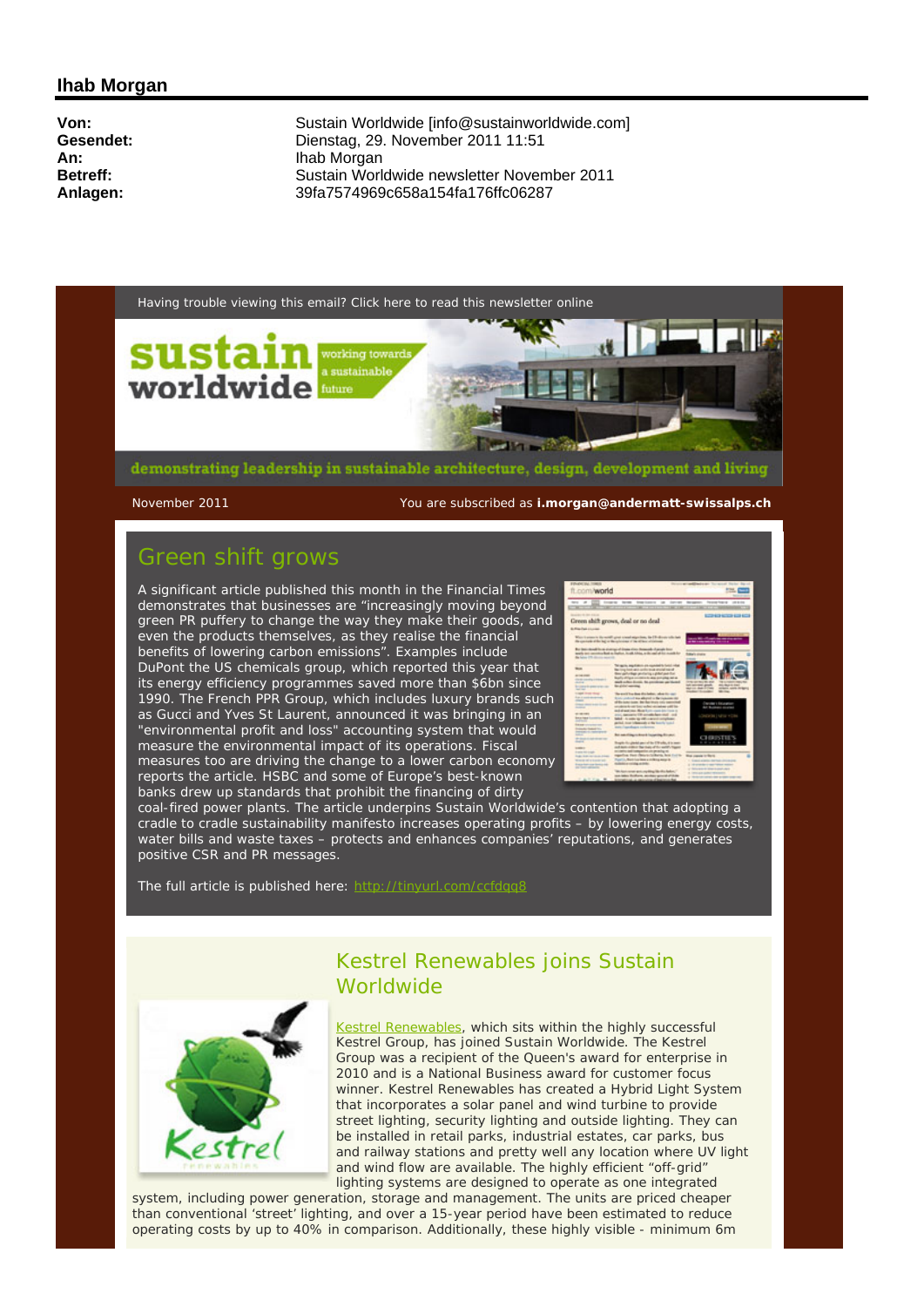## Ihab Morgan

| | |
|---|---|
| **Von:** | Sustain Worldwide [info@sustainworldwide.com] |
| **Gesendet:** | Dienstag, 29. November 2011 11:51 |
| **An:** | Ihab Morgan |
| **Betreff:** | Sustain Worldwide newsletter November 2011 |
| **Anlagen:** | 39fa7574969c658a154fa176ffc06287 |

Having trouble viewing this email? Click here to read this newsletter online

sustain worldwide — working towards a sustainable future

demonstrating leadership in sustainable architecture, design, development and living

November 2011 You are subscribed as **i.morgan@andermatt-swissalps.ch**

## Green shift grows

A significant article published this month in the Financial Times demonstrates that businesses are "increasingly moving beyond green PR puffery to change the way they make their goods, and even the products themselves, as they realise the financial benefits of lowering carbon emissions". Examples include DuPont the US chemicals group, which reported this year that its energy efficiency programmes saved more than $6bn since 1990. The French PPR Group, which includes luxury brands such as Gucci and Yves St Laurent, announced it was bringing in an "environmental profit and loss" accounting system that would measure the environmental impact of its operations. Fiscal measures too are driving the change to a lower carbon economy reports the article. HSBC and some of Europe's best-known banks drew up standards that prohibit the financing of dirty coal-fired power plants. The article underpins Sustain Worldwide's contention that adopting a cradle to cradle sustainability manifesto increases operating profits – by lowering energy costs, water bills and waste taxes – protects and enhances companies' reputations, and generates positive CSR and PR messages.

The full article is published here: http://tinyurl.com/ccfdqq8

## Kestrel Renewables joins Sustain Worldwide

Kestrel Renewables, which sits within the highly successful Kestrel Group, has joined Sustain Worldwide. The Kestrel Group was a recipient of the Queen's award for enterprise in 2010 and is a National Business award for customer focus winner. Kestrel Renewables has created a Hybrid Light System that incorporates a solar panel and wind turbine to provide street lighting, security lighting and outside lighting. They can be installed in retail parks, industrial estates, car parks, bus and railway stations and pretty well any location where UV light and wind flow are available. The highly efficient "off-grid" lighting systems are designed to operate as one integrated system, including power generation, storage and management. The units are priced cheaper than conventional 'street' lighting, and over a 15-year period have been estimated to reduce operating costs by up to 40% in comparison. Additionally, these highly visible - minimum 6m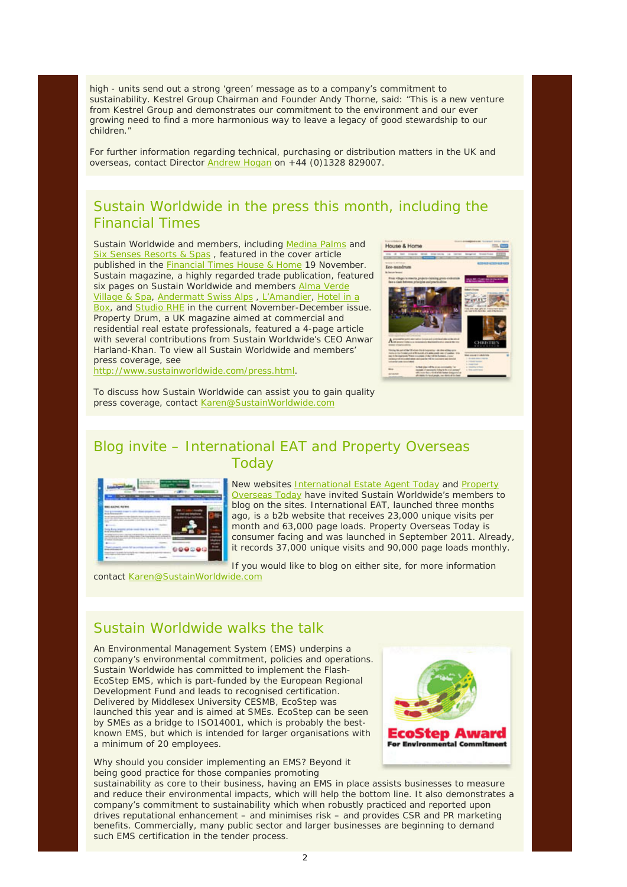high - units send out a strong 'green' message as to a company's commitment to sustainability. Kestrel Group Chairman and Founder Andy Thorne, said: "This is a new venture from Kestrel Group and demonstrates our commitment to the environment and our ever growing need to find a more harmonious way to leave a legacy of good stewardship to our children."

For further information regarding technical, purchasing or distribution matters in the UK and overseas, contact Director Andrew Hogan on +44 (0)1328 829007.

## Sustain Worldwide in the press this month, including the Financial Times

Sustain Worldwide and members, including Medina Palms and Six Senses Resorts & Spas , featured in the cover article published in the Financial Times House & Home 19 November. Sustain magazine, a highly regarded trade publication, featured six pages on Sustain Worldwide and members Alma Verde Village & Spa, Andermatt Swiss Alps , L'Amandier, Hotel in a Box, and Studio RHE in the current November-December issue. Property Drum, a UK magazine aimed at commercial and residential real estate professionals, featured a 4-page article with several contributions from Sustain Worldwide's CEO Anwar Harland-Khan. To view all Sustain Worldwide and members' press coverage, see http://www.sustainworldwide.com/press.html.

To discuss how Sustain Worldwide can assist you to gain quality press coverage, contact Karen@SustainWorldwide.com

## Blog invite – International EAT and Property Overseas Today

New websites International Estate Agent Today and Property Overseas Today have invited Sustain Worldwide's members to blog on the sites. International EAT, launched three months ago, is a b2b website that receives 23,000 unique visits per month and 63,000 page loads. Property Overseas Today is consumer facing and was launched in September 2011. Already, it records 37,000 unique visits and 90,000 page loads monthly.

If you would like to blog on either site, for more information contact Karen@SustainWorldwide.com

## Sustain Worldwide walks the talk

An Environmental Management System (EMS) underpins a company's environmental commitment, policies and operations. Sustain Worldwide has committed to implement the Flash-EcoStep EMS, which is part-funded by the European Regional Development Fund and leads to recognised certification. Delivered by Middlesex University CESMB, EcoStep was launched this year and is aimed at SMEs. EcoStep can be seen by SMEs as a bridge to ISO14001, which is probably the best-known EMS, but which is intended for larger organisations with a minimum of 20 employees.

Why should you consider implementing an EMS? Beyond it being good practice for those companies promoting sustainability as core to their business, having an EMS in place assists businesses to measure and reduce their environmental impacts, which will help the bottom line. It also demonstrates a company's commitment to sustainability which when robustly practiced and reported upon drives reputational enhancement – and minimises risk – and provides CSR and PR marketing benefits. Commercially, many public sector and larger businesses are beginning to demand such EMS certification in the tender process.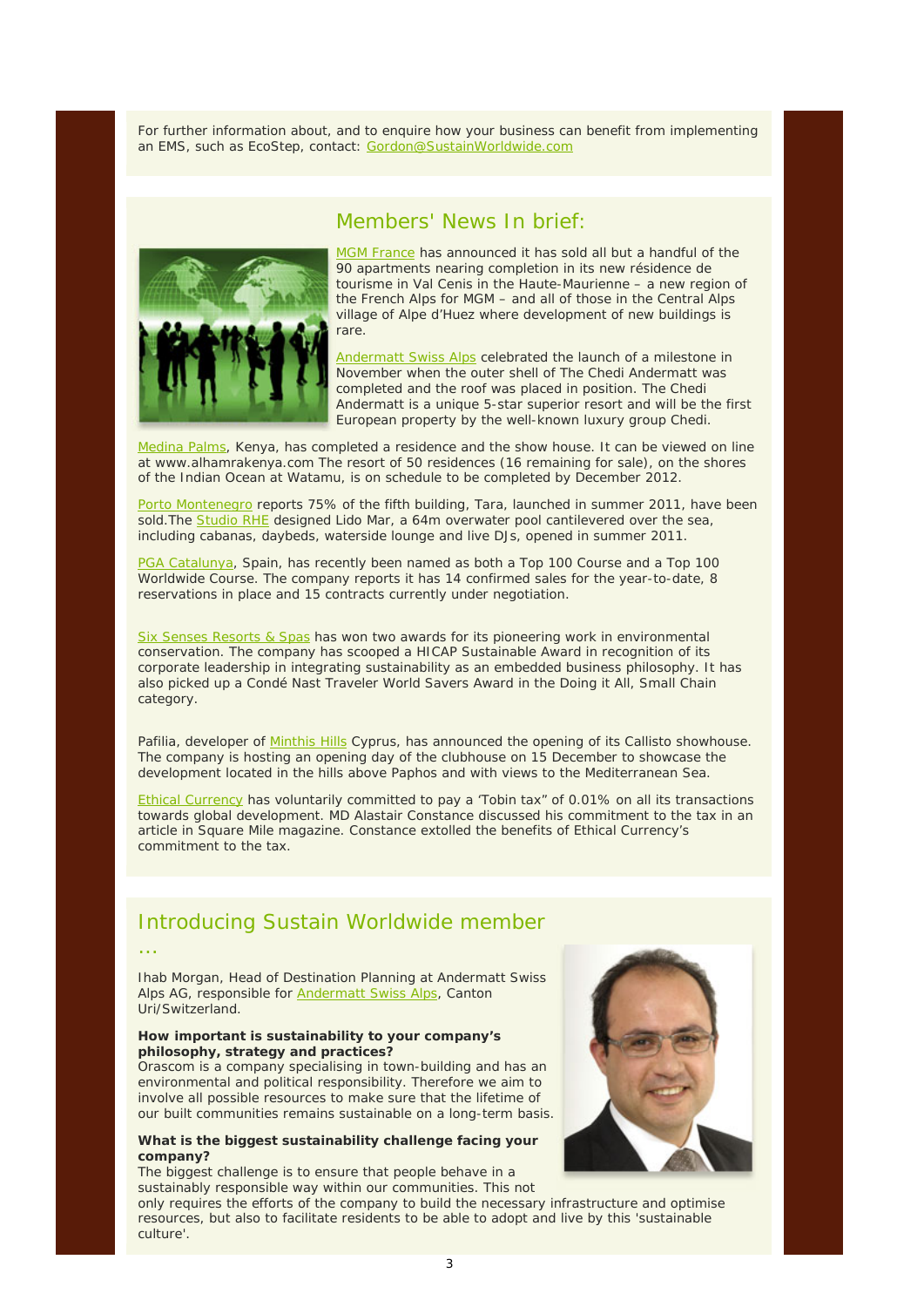For further information about, and to enquire how your business can benefit from implementing an EMS, such as EcoStep, contact: Gordon@SustainWorldwide.com

## Members' News In brief:

MGM France has announced it has sold all but a handful of the 90 apartments nearing completion in its new résidence de tourisme in Val Cenis in the Haute-Maurienne – a new region of the French Alps for MGM – and all of those in the Central Alps village of Alpe d'Huez where development of new buildings is rare.

Andermatt Swiss Alps celebrated the launch of a milestone in November when the outer shell of The Chedi Andermatt was completed and the roof was placed in position. The Chedi Andermatt is a unique 5-star superior resort and will be the first European property by the well-known luxury group Chedi.

Medina Palms, Kenya, has completed a residence and the show house. It can be viewed on line at www.alhamrakenya.com The resort of 50 residences (16 remaining for sale), on the shores of the Indian Ocean at Watamu, is on schedule to be completed by December 2012.

Porto Montenegro reports 75% of the fifth building, Tara, launched in summer 2011, have been sold.The Studio RHE designed Lido Mar, a 64m overwater pool cantilevered over the sea, including cabanas, daybeds, waterside lounge and live DJs, opened in summer 2011.

PGA Catalunya, Spain, has recently been named as both a Top 100 Course and a Top 100 Worldwide Course. The company reports it has 14 confirmed sales for the year-to-date, 8 reservations in place and 15 contracts currently under negotiation.

Six Senses Resorts & Spas has won two awards for its pioneering work in environmental conservation. The company has scooped a HICAP Sustainable Award in recognition of its corporate leadership in integrating sustainability as an embedded business philosophy. It has also picked up a Condé Nast Traveler World Savers Award in the Doing it All, Small Chain category.

Pafilia, developer of Minthis Hills Cyprus, has announced the opening of its Callisto showhouse. The company is hosting an opening day of the clubhouse on 15 December to showcase the development located in the hills above Paphos and with views to the Mediterranean Sea.

Ethical Currency has voluntarily committed to pay a 'Tobin tax" of 0.01% on all its transactions towards global development. MD Alastair Constance discussed his commitment to the tax in an article in Square Mile magazine. Constance extolled the benefits of Ethical Currency's commitment to the tax.

## Introducing Sustain Worldwide member ...

Ihab Morgan, Head of Destination Planning at Andermatt Swiss Alps AG, responsible for Andermatt Swiss Alps, Canton Uri/Switzerland.

**How important is sustainability to your company's philosophy, strategy and practices?**
Orascom is a company specialising in town-building and has an environmental and political responsibility. Therefore we aim to involve all possible resources to make sure that the lifetime of our built communities remains sustainable on a long-term basis.

**What is the biggest sustainability challenge facing your company?**
The biggest challenge is to ensure that people behave in a sustainably responsible way within our communities. This not only requires the efforts of the company to build the necessary infrastructure and optimise resources, but also to facilitate residents to be able to adopt and live by this 'sustainable culture'.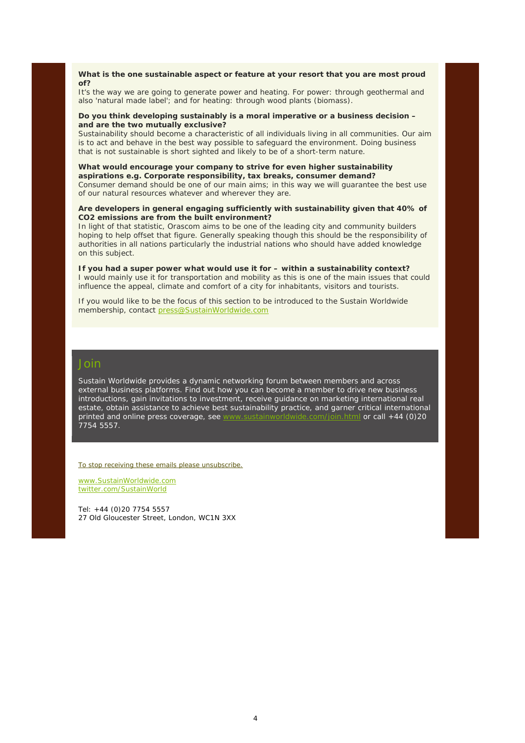**What is the one sustainable aspect or feature at your resort that you are most proud of?**
It's the way we are going to generate power and heating. For power: through geothermal and also 'natural made label'; and for heating: through wood plants (biomass).

**Do you think developing sustainably is a moral imperative or a business decision – and are the two mutually exclusive?**
Sustainability should become a characteristic of all individuals living in all communities. Our aim is to act and behave in the best way possible to safeguard the environment. Doing business that is not sustainable is short sighted and likely to be of a short-term nature.

**What would encourage your company to strive for even higher sustainability aspirations e.g. Corporate responsibility, tax breaks, consumer demand?**
Consumer demand should be one of our main aims; in this way we will guarantee the best use of our natural resources whatever and wherever they are.

**Are developers in general engaging sufficiently with sustainability given that 40% of CO2 emissions are from the built environment?**
In light of that statistic, Orascom aims to be one of the leading city and community builders hoping to help offset that figure. Generally speaking though this should be the responsibility of authorities in all nations particularly the industrial nations who should have added knowledge on this subject.

**If you had a super power what would use it for – within a sustainability context?**
I would mainly use it for transportation and mobility as this is one of the main issues that could influence the appeal, climate and comfort of a city for inhabitants, visitors and tourists.

If you would like to be the focus of this section to be introduced to the Sustain Worldwide membership, contact press@SustainWorldwide.com

## Join

Sustain Worldwide provides a dynamic networking forum between members and across external business platforms. Find out how you can become a member to drive new business introductions, gain invitations to investment, receive guidance on marketing international real estate, obtain assistance to achieve best sustainability practice, and garner critical international printed and online press coverage, see www.sustainworldwide.com/join.html or call +44 (0)20 7754 5557.

To stop receiving these emails please unsubscribe.

www.SustainWorldwide.com
twitter.com/SustainWorld

Tel: +44 (0)20 7754 5557
27 Old Gloucester Street, London, WC1N 3XX